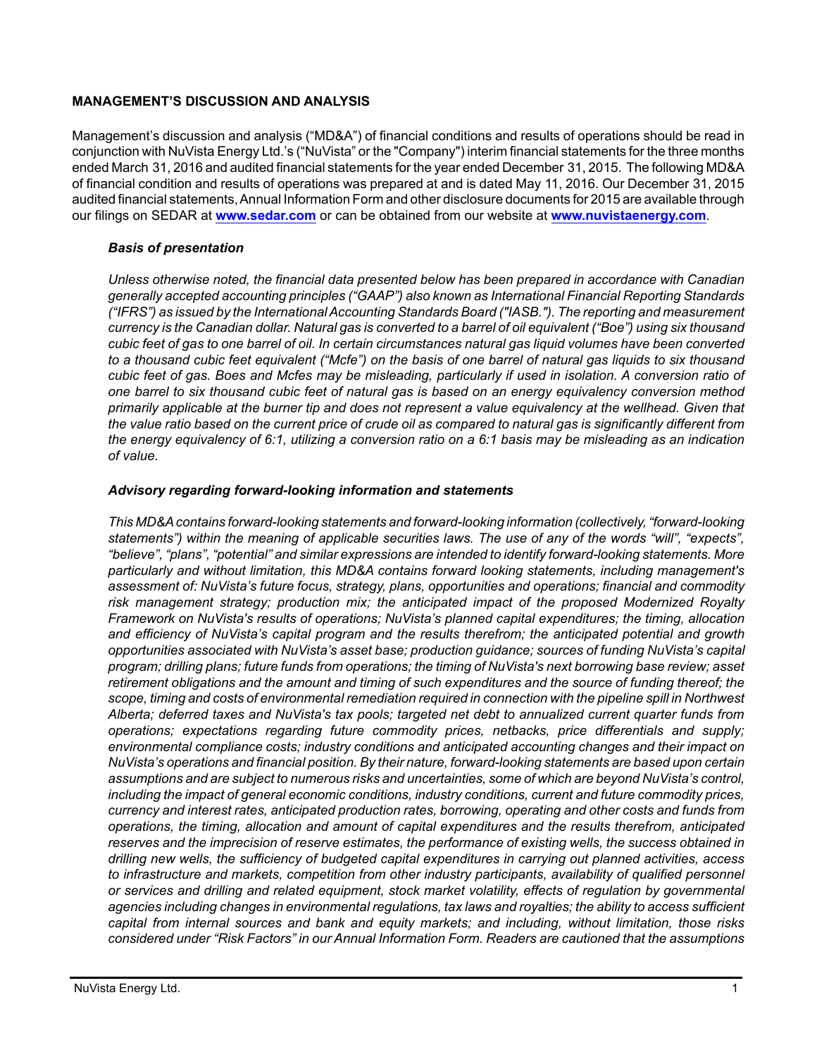## MANAGEMENT'S DISCUSSION AND ANALYSIS

Management's discussion and analysis ("MD&A") of financial conditions and results of operations should be read in conjunction with NuVista Energy Ltd.'s ("NuVista" or the "Company") interim financial statements for the three months ended March 31, 2016 and audited financial statements for the year ended December 31, 2015. The following MD&A of financial condition and results of operations was prepared at and is dated May 11, 2016. Our December 31, 2015 audited financial statements, Annual Information Form and other disclosure documents for 2015 are available through our filings on SEDAR at **www.sedar.com** or can be obtained from our website at **www.nuvistaenergy.com**.

### *Basis of presentation*

*Unless otherwise noted, the financial data presented below has been prepared in accordance with Canadian generally accepted accounting principles ("GAAP") also known as International Financial Reporting Standards ("IFRS") as issued by the International Accounting Standards Board ("IASB."). The reporting and measurement currency is the Canadian dollar. Natural gas is converted to a barrel of oil equivalent ("Boe") using six thousand cubic feet of gas to one barrel of oil. In certain circumstances natural gas liquid volumes have been converted to a thousand cubic feet equivalent ("Mcfe") on the basis of one barrel of natural gas liquids to six thousand cubic feet of gas. Boes and Mcfes may be misleading, particularly if used in isolation. A conversion ratio of one barrel to six thousand cubic feet of natural gas is based on an energy equivalency conversion method primarily applicable at the burner tip and does not represent a value equivalency at the wellhead. Given that the value ratio based on the current price of crude oil as compared to natural gas is significantly different from the energy equivalency of 6:1, utilizing a conversion ratio on a 6:1 basis may be misleading as an indication of value.*

### *Advisory regarding forward-looking information and statements*

*This MD&A contains forward-looking statements and forward-looking information (collectively, "forward-looking statements") within the meaning of applicable securities laws. The use of any of the words "will", "expects", "believe", "plans", "potential" and similar expressions are intended to identify forward-looking statements. More particularly and without limitation, this MD&A contains forward looking statements, including management's assessment of: NuVista's future focus, strategy, plans, opportunities and operations; financial and commodity risk management strategy; production mix; the anticipated impact of the proposed Modernized Royalty Framework on NuVista's results of operations; NuVista's planned capital expenditures; the timing, allocation and efficiency of NuVista's capital program and the results therefrom; the anticipated potential and growth opportunities associated with NuVista's asset base; production guidance; sources of funding NuVista's capital program; drilling plans; future funds from operations; the timing of NuVista's next borrowing base review; asset retirement obligations and the amount and timing of such expenditures and the source of funding thereof; the scope, timing and costs of environmental remediation required in connection with the pipeline spill in Northwest Alberta; deferred taxes and NuVista's tax pools; targeted net debt to annualized current quarter funds from operations; expectations regarding future commodity prices, netbacks, price differentials and supply; environmental compliance costs; industry conditions and anticipated accounting changes and their impact on NuVista's operations and financial position. By their nature, forward-looking statements are based upon certain assumptions and are subject to numerous risks and uncertainties, some of which are beyond NuVista's control, including the impact of general economic conditions, industry conditions, current and future commodity prices, currency and interest rates, anticipated production rates, borrowing, operating and other costs and funds from operations, the timing, allocation and amount of capital expenditures and the results therefrom, anticipated reserves and the imprecision of reserve estimates, the performance of existing wells, the success obtained in drilling new wells, the sufficiency of budgeted capital expenditures in carrying out planned activities, access to infrastructure and markets, competition from other industry participants, availability of qualified personnel or services and drilling and related equipment, stock market volatility, effects of regulation by governmental agencies including changes in environmental regulations, tax laws and royalties; the ability to access sufficient capital from internal sources and bank and equity markets; and including, without limitation, those risks considered under "Risk Factors" in our Annual Information Form. Readers are cautioned that the assumptions*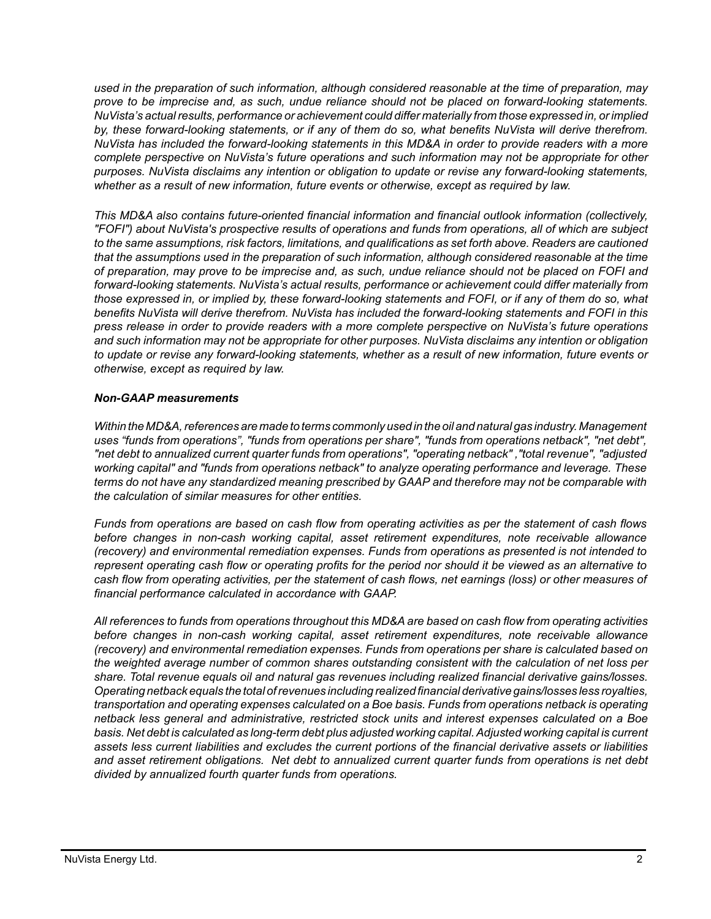*used in the preparation of such information, although considered reasonable at the time of preparation, may prove to be imprecise and, as such, undue reliance should not be placed on forward-looking statements. NuVista's actual results, performance or achievement could differ materially from those expressed in, or implied by, these forward-looking statements, or if any of them do so, what benefits NuVista will derive therefrom. NuVista has included the forward-looking statements in this MD&A in order to provide readers with a more complete perspective on NuVista's future operations and such information may not be appropriate for other purposes. NuVista disclaims any intention or obligation to update or revise any forward-looking statements, whether as a result of new information, future events or otherwise, except as required by law.*

*This MD&A also contains future-oriented financial information and financial outlook information (collectively, "FOFI") about NuVista's prospective results of operations and funds from operations, all of which are subject to the same assumptions, risk factors, limitations, and qualifications as set forth above. Readers are cautioned that the assumptions used in the preparation of such information, although considered reasonable at the time of preparation, may prove to be imprecise and, as such, undue reliance should not be placed on FOFI and forward-looking statements. NuVista's actual results, performance or achievement could differ materially from those expressed in, or implied by, these forward-looking statements and FOFI, or if any of them do so, what benefits NuVista will derive therefrom. NuVista has included the forward-looking statements and FOFI in this press release in order to provide readers with a more complete perspective on NuVista's future operations and such information may not be appropriate for other purposes. NuVista disclaims any intention or obligation to update or revise any forward-looking statements, whether as a result of new information, future events or otherwise, except as required by law.*

***Non-GAAP measurements***

*Within the MD&A, references are made to terms commonly used in the oil and natural gas industry. Management uses "funds from operations", "funds from operations per share", "funds from operations netback", "net debt", "net debt to annualized current quarter funds from operations", "operating netback" ,"total revenue", "adjusted working capital" and "funds from operations netback" to analyze operating performance and leverage. These terms do not have any standardized meaning prescribed by GAAP and therefore may not be comparable with the calculation of similar measures for other entities.*

*Funds from operations are based on cash flow from operating activities as per the statement of cash flows before changes in non-cash working capital, asset retirement expenditures, note receivable allowance (recovery) and environmental remediation expenses. Funds from operations as presented is not intended to represent operating cash flow or operating profits for the period nor should it be viewed as an alternative to cash flow from operating activities, per the statement of cash flows, net earnings (loss) or other measures of financial performance calculated in accordance with GAAP.*

*All references to funds from operations throughout this MD&A are based on cash flow from operating activities before changes in non-cash working capital, asset retirement expenditures, note receivable allowance (recovery) and environmental remediation expenses. Funds from operations per share is calculated based on the weighted average number of common shares outstanding consistent with the calculation of net loss per share. Total revenue equals oil and natural gas revenues including realized financial derivative gains/losses. Operating netback equals the total of revenues including realized financial derivative gains/losses less royalties, transportation and operating expenses calculated on a Boe basis. Funds from operations netback is operating netback less general and administrative, restricted stock units and interest expenses calculated on a Boe basis. Net debt is calculated as long-term debt plus adjusted working capital. Adjusted working capital is current assets less current liabilities and excludes the current portions of the financial derivative assets or liabilities and asset retirement obligations. Net debt to annualized current quarter funds from operations is net debt divided by annualized fourth quarter funds from operations.*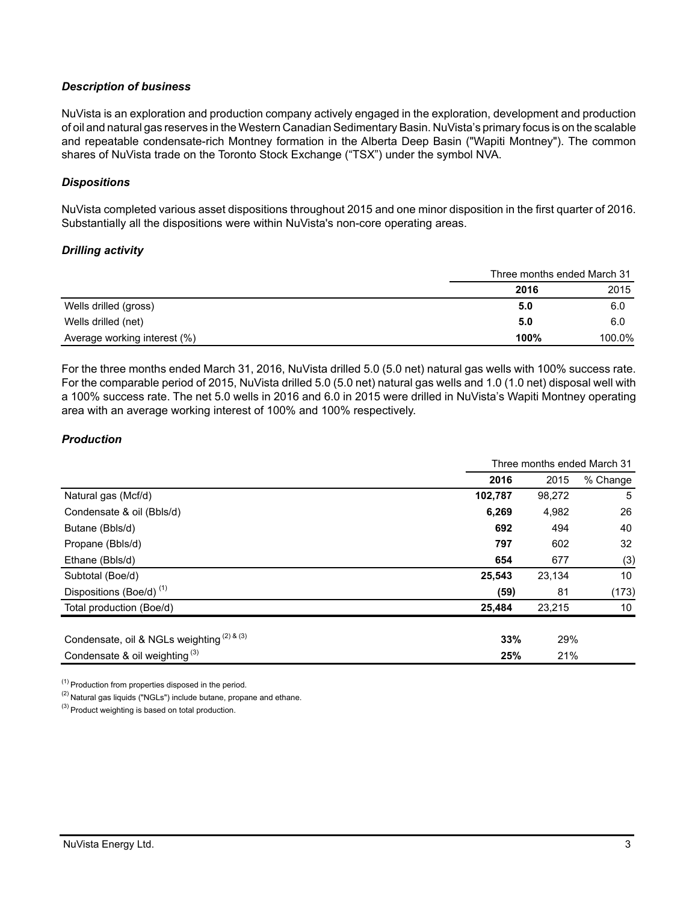### *Description of business*

NuVista is an exploration and production company actively engaged in the exploration, development and production of oil and natural gas reserves in the Western Canadian Sedimentary Basin. NuVista's primary focus is on the scalable and repeatable condensate-rich Montney formation in the Alberta Deep Basin ("Wapiti Montney"). The common shares of NuVista trade on the Toronto Stock Exchange ("TSX") under the symbol NVA.

### *Dispositions*

NuVista completed various asset dispositions throughout 2015 and one minor disposition in the first quarter of 2016. Substantially all the dispositions were within NuVista's non-core operating areas.

### *Drilling activity*

| | Three months ended March 31 | |
|---|---|---|
| | **2016** | 2015 |
| Wells drilled (gross) | **5.0** | 6.0 |
| Wells drilled (net) | **5.0** | 6.0 |
| Average working interest (%) | **100%** | 100.0% |

For the three months ended March 31, 2016, NuVista drilled 5.0 (5.0 net) natural gas wells with 100% success rate. For the comparable period of 2015, NuVista drilled 5.0 (5.0 net) natural gas wells and 1.0 (1.0 net) disposal well with a 100% success rate. The net 5.0 wells in 2016 and 6.0 in 2015 were drilled in NuVista's Wapiti Montney operating area with an average working interest of 100% and 100% respectively.

### *Production*

| | Three months ended March 31 | | |
|---|---|---|---|
| | **2016** | 2015 | % Change |
| Natural gas (Mcf/d) | **102,787** | 98,272 | 5 |
| Condensate & oil (Bbls/d) | **6,269** | 4,982 | 26 |
| Butane (Bbls/d) | **692** | 494 | 40 |
| Propane (Bbls/d) | **797** | 602 | 32 |
| Ethane (Bbls/d) | **654** | 677 | (3) |
| Subtotal (Boe/d) | **25,543** | 23,134 | 10 |
| Dispositions (Boe/d) [(1)] | **(59)** | 81 | (173) |
| Total production (Boe/d) | **25,484** | 23,215 | 10 |
| Condensate, oil & NGLs weighting [(2) & (3)] | **33%** | 29% | |
| Condensate & oil weighting [(3)] | **25%** | 21% | |

[(1)] Production from properties disposed in the period.

[(2)] Natural gas liquids ("NGLs") include butane, propane and ethane.

[(3)] Product weighting is based on total production.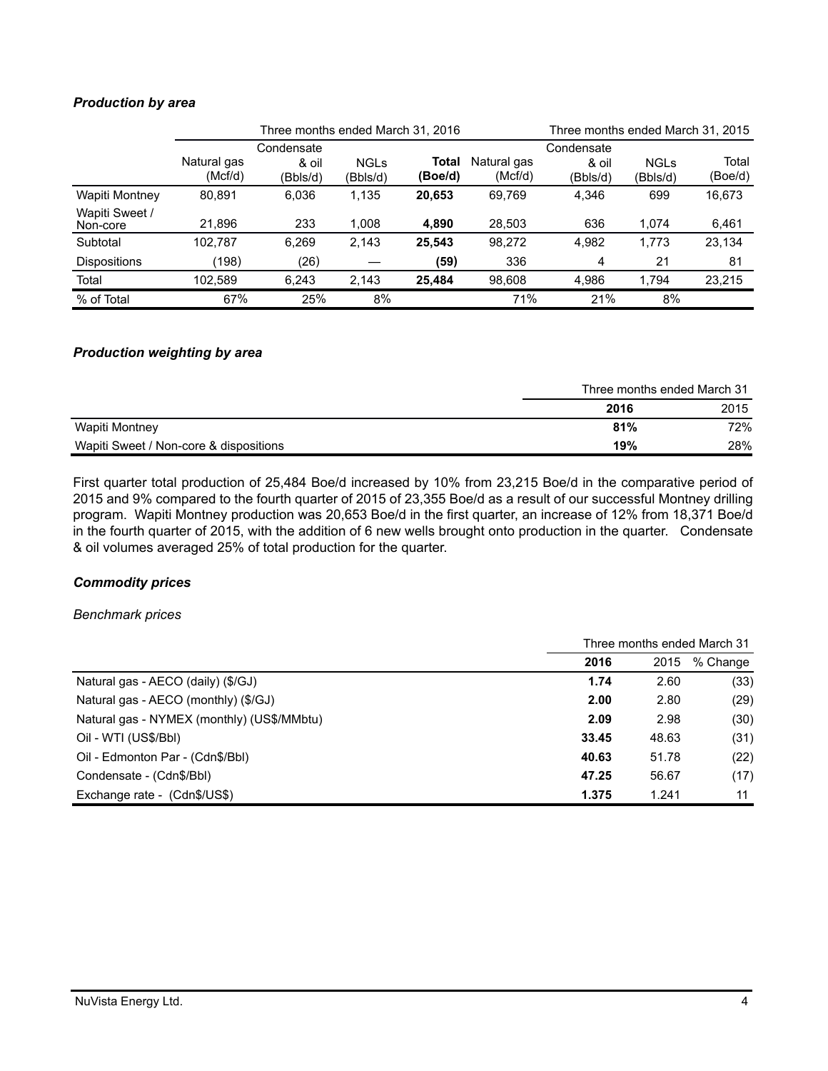### *Production by area*

| | Three months ended March 31, 2016 | | | | Three months ended March 31, 2015 | | | |
|---|---|---|---|---|---|---|---|---|
| | Natural gas (Mcf/d) | Condensate & oil (Bbls/d) | NGLs (Bbls/d) | **Total (Boe/d)** | Natural gas (Mcf/d) | Condensate & oil (Bbls/d) | NGLs (Bbls/d) | Total (Boe/d) |
| Wapiti Montney | 80,891 | 6,036 | 1,135 | **20,653** | 69,769 | 4,346 | 699 | 16,673 |
| Wapiti Sweet / Non-core | 21,896 | 233 | 1,008 | **4,890** | 28,503 | 636 | 1,074 | 6,461 |
| Subtotal | 102,787 | 6,269 | 2,143 | **25,543** | 98,272 | 4,982 | 1,773 | 23,134 |
| Dispositions | (198) | (26) | — | **(59)** | 336 | 4 | 21 | 81 |
| Total | 102,589 | 6,243 | 2,143 | **25,484** | 98,608 | 4,986 | 1,794 | 23,215 |
| % of Total | 67% | 25% | 8% | | 71% | 21% | 8% | |

### *Production weighting by area*

| | Three months ended March 31 | |
|---|---|---|
| | **2016** | 2015 |
| Wapiti Montney | **81%** | 72% |
| Wapiti Sweet / Non-core & dispositions | **19%** | 28% |

First quarter total production of 25,484 Boe/d increased by 10% from 23,215 Boe/d in the comparative period of 2015 and 9% compared to the fourth quarter of 2015 of 23,355 Boe/d as a result of our successful Montney drilling program. Wapiti Montney production was 20,653 Boe/d in the first quarter, an increase of 12% from 18,371 Boe/d in the fourth quarter of 2015, with the addition of 6 new wells brought onto production in the quarter. Condensate & oil volumes averaged 25% of total production for the quarter.

### *Commodity prices*

*Benchmark prices*

| | Three months ended March 31 | | |
|---|---|---|---|
| | **2016** | 2015 | % Change |
| Natural gas - AECO (daily) ($/GJ) | **1.74** | 2.60 | (33) |
| Natural gas - AECO (monthly) ($/GJ) | **2.00** | 2.80 | (29) |
| Natural gas - NYMEX (monthly) (US$/MMbtu) | **2.09** | 2.98 | (30) |
| Oil - WTI (US$/Bbl) | **33.45** | 48.63 | (31) |
| Oil - Edmonton Par - (Cdn$/Bbl) | **40.63** | 51.78 | (22) |
| Condensate - (Cdn$/Bbl) | **47.25** | 56.67 | (17) |
| Exchange rate - (Cdn$/US$) | **1.375** | 1.241 | 11 |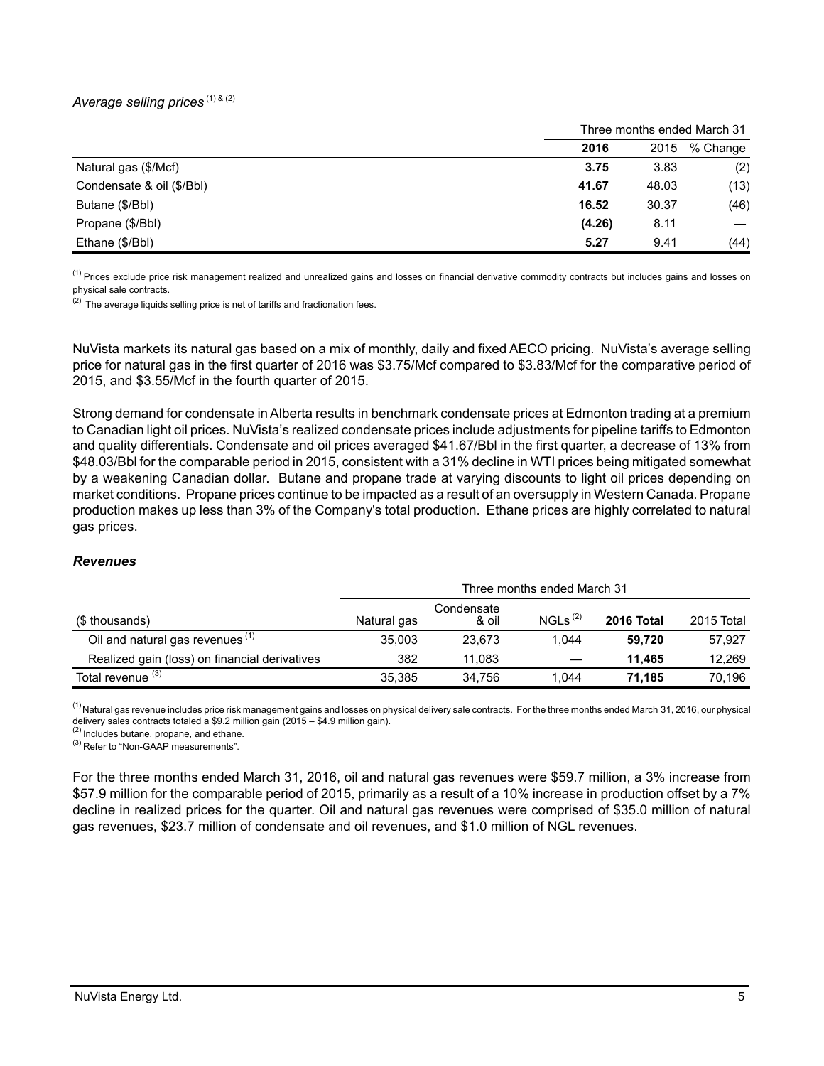*Average selling prices* [(1) & (2)]

| | Three months ended March 31 | | |
|---|---|---|---|
| | **2016** | 2015 | % Change |
| Natural gas ($/Mcf) | **3.75** | 3.83 | (2) |
| Condensate & oil ($/Bbl) | **41.67** | 48.03 | (13) |
| Butane ($/Bbl) | **16.52** | 30.37 | (46) |
| Propane ($/Bbl) | **(4.26)** | 8.11 | — |
| Ethane ($/Bbl) | **5.27** | 9.41 | (44) |

[(1)] Prices exclude price risk management realized and unrealized gains and losses on financial derivative commodity contracts but includes gains and losses on physical sale contracts.
[(2)] The average liquids selling price is net of tariffs and fractionation fees.

NuVista markets its natural gas based on a mix of monthly, daily and fixed AECO pricing. NuVista's average selling price for natural gas in the first quarter of 2016 was $3.75/Mcf compared to $3.83/Mcf for the comparative period of 2015, and $3.55/Mcf in the fourth quarter of 2015.

Strong demand for condensate in Alberta results in benchmark condensate prices at Edmonton trading at a premium to Canadian light oil prices. NuVista's realized condensate prices include adjustments for pipeline tariffs to Edmonton and quality differentials. Condensate and oil prices averaged $41.67/Bbl in the first quarter, a decrease of 13% from $48.03/Bbl for the comparable period in 2015, consistent with a 31% decline in WTI prices being mitigated somewhat by a weakening Canadian dollar. Butane and propane trade at varying discounts to light oil prices depending on market conditions. Propane prices continue to be impacted as a result of an oversupply in Western Canada. Propane production makes up less than 3% of the Company's total production. Ethane prices are highly correlated to natural gas prices.

### ***Revenues***

| | Three months ended March 31 | | | | |
|---|---|---|---|---|---|
| ($ thousands) | Natural gas | Condensate & oil | NGLs [(2)] | **2016 Total** | 2015 Total |
| Oil and natural gas revenues [(1)] | 35,003 | 23,673 | 1,044 | **59,720** | 57,927 |
| Realized gain (loss) on financial derivatives | 382 | 11,083 | — | **11,465** | 12,269 |
| Total revenue [(3)] | 35,385 | 34,756 | 1,044 | **71,185** | 70,196 |

[(1)] Natural gas revenue includes price risk management gains and losses on physical delivery sale contracts. For the three months ended March 31, 2016, our physical delivery sales contracts totaled a $9.2 million gain (2015 – $4.9 million gain).
[(2)] Includes butane, propane, and ethane.
[(3)] Refer to "Non-GAAP measurements".

For the three months ended March 31, 2016, oil and natural gas revenues were $59.7 million, a 3% increase from $57.9 million for the comparable period of 2015, primarily as a result of a 10% increase in production offset by a 7% decline in realized prices for the quarter. Oil and natural gas revenues were comprised of $35.0 million of natural gas revenues, $23.7 million of condensate and oil revenues, and $1.0 million of NGL revenues.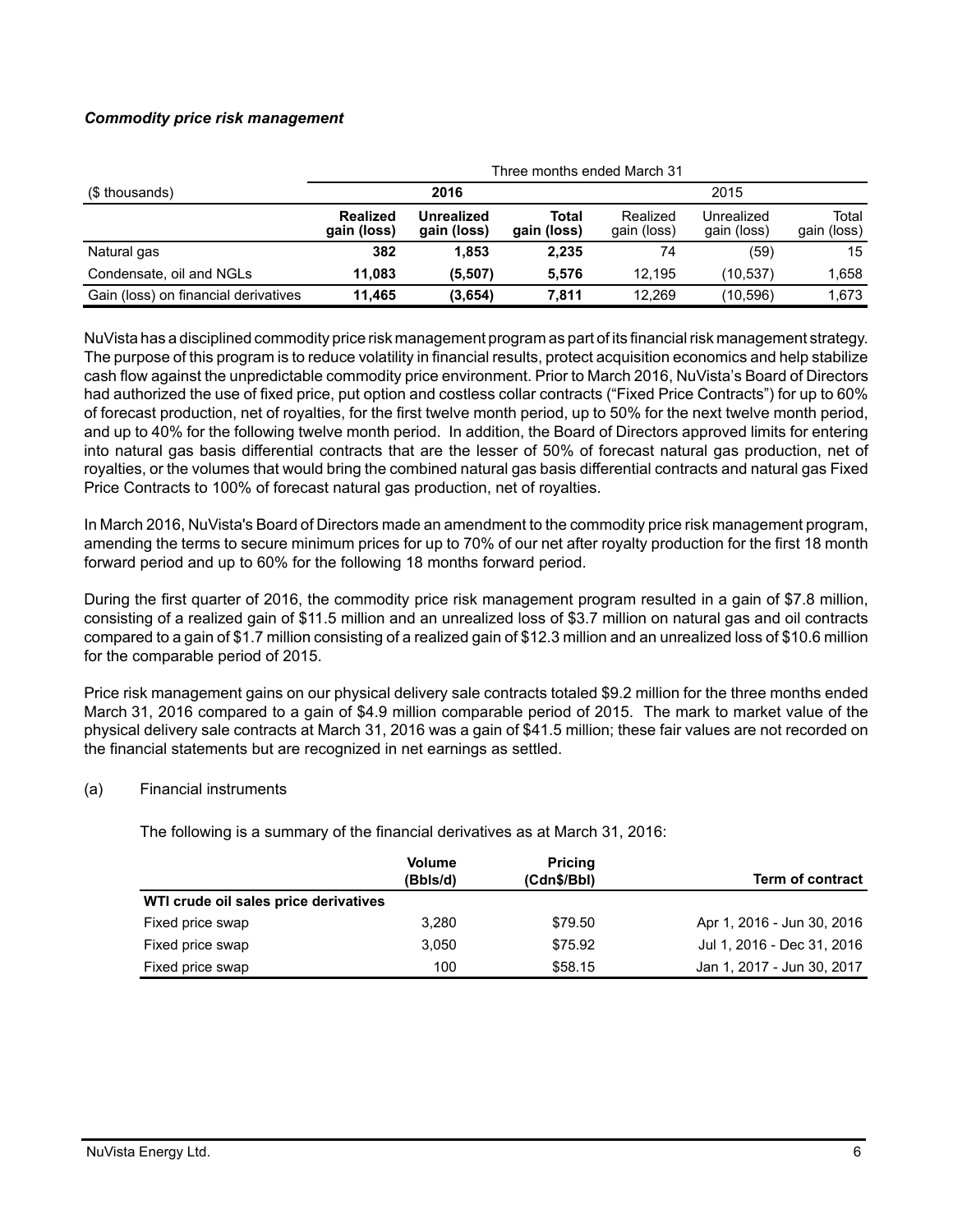***Commodity price risk management***

| | Three months ended March 31 | | | | | |
|---|---|---|---|---|---|---|
| ($ thousands) | **2016** | | | 2015 | | |
| | **Realized gain (loss)** | **Unrealized gain (loss)** | **Total gain (loss)** | Realized gain (loss) | Unrealized gain (loss) | Total gain (loss) |
| Natural gas | **382** | **1,853** | **2,235** | 74 | (59) | 15 |
| Condensate, oil and NGLs | **11,083** | **(5,507)** | **5,576** | 12,195 | (10,537) | 1,658 |
| Gain (loss) on financial derivatives | **11,465** | **(3,654)** | **7,811** | 12,269 | (10,596) | 1,673 |

NuVista has a disciplined commodity price risk management program as part of its financial risk management strategy. The purpose of this program is to reduce volatility in financial results, protect acquisition economics and help stabilize cash flow against the unpredictable commodity price environment. Prior to March 2016, NuVista's Board of Directors had authorized the use of fixed price, put option and costless collar contracts ("Fixed Price Contracts") for up to 60% of forecast production, net of royalties, for the first twelve month period, up to 50% for the next twelve month period, and up to 40% for the following twelve month period. In addition, the Board of Directors approved limits for entering into natural gas basis differential contracts that are the lesser of 50% of forecast natural gas production, net of royalties, or the volumes that would bring the combined natural gas basis differential contracts and natural gas Fixed Price Contracts to 100% of forecast natural gas production, net of royalties.

In March 2016, NuVista's Board of Directors made an amendment to the commodity price risk management program, amending the terms to secure minimum prices for up to 70% of our net after royalty production for the first 18 month forward period and up to 60% for the following 18 months forward period.

During the first quarter of 2016, the commodity price risk management program resulted in a gain of $7.8 million, consisting of a realized gain of $11.5 million and an unrealized loss of $3.7 million on natural gas and oil contracts compared to a gain of $1.7 million consisting of a realized gain of $12.3 million and an unrealized loss of $10.6 million for the comparable period of 2015.

Price risk management gains on our physical delivery sale contracts totaled $9.2 million for the three months ended March 31, 2016 compared to a gain of $4.9 million comparable period of 2015. The mark to market value of the physical delivery sale contracts at March 31, 2016 was a gain of $41.5 million; these fair values are not recorded on the financial statements but are recognized in net earnings as settled.

(a) Financial instruments

The following is a summary of the financial derivatives as at March 31, 2016:

| | **Volume (Bbls/d)** | **Pricing (Cdn$/Bbl)** | **Term of contract** |
|---|---|---|---|
| **WTI crude oil sales price derivatives** | | | |
| Fixed price swap | 3,280 | $79.50 | Apr 1, 2016 - Jun 30, 2016 |
| Fixed price swap | 3,050 | $75.92 | Jul 1, 2016 - Dec 31, 2016 |
| Fixed price swap | 100 | $58.15 | Jan 1, 2017 - Jun 30, 2017 |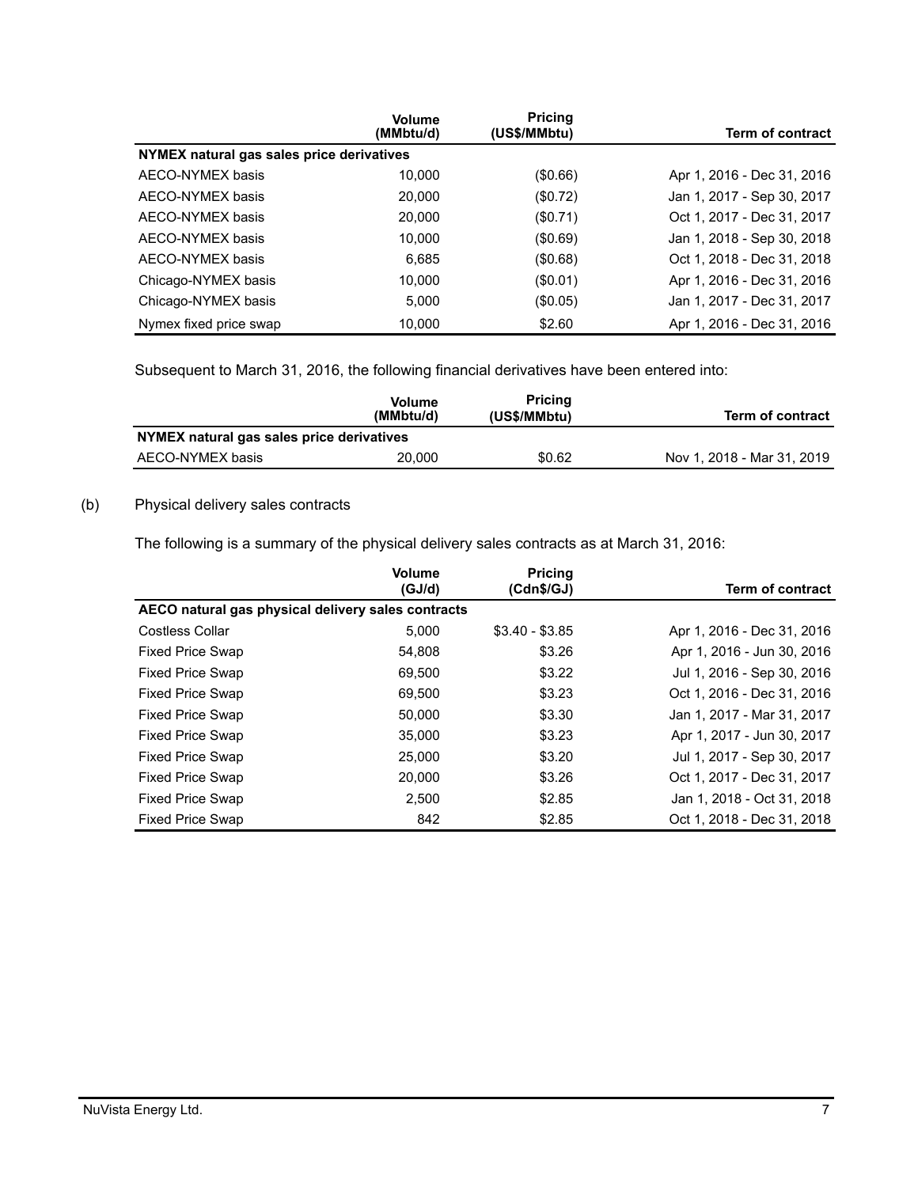| | Volume (MMbtu/d) | Pricing (US$/MMbtu) | Term of contract |
|---|---|---|---|
| **NYMEX natural gas sales price derivatives** | | | |
| AECO-NYMEX basis | 10,000 | ($0.66) | Apr 1, 2016 - Dec 31, 2016 |
| AECO-NYMEX basis | 20,000 | ($0.72) | Jan 1, 2017 - Sep 30, 2017 |
| AECO-NYMEX basis | 20,000 | ($0.71) | Oct 1, 2017 - Dec 31, 2017 |
| AECO-NYMEX basis | 10,000 | ($0.69) | Jan 1, 2018 - Sep 30, 2018 |
| AECO-NYMEX basis | 6,685 | ($0.68) | Oct 1, 2018 - Dec 31, 2018 |
| Chicago-NYMEX basis | 10,000 | ($0.01) | Apr 1, 2016 - Dec 31, 2016 |
| Chicago-NYMEX basis | 5,000 | ($0.05) | Jan 1, 2017 - Dec 31, 2017 |
| Nymex fixed price swap | 10,000 | $2.60 | Apr 1, 2016 - Dec 31, 2016 |

Subsequent to March 31, 2016, the following financial derivatives have been entered into:

| | Volume (MMbtu/d) | Pricing (US$/MMbtu) | Term of contract |
|---|---|---|---|
| **NYMEX natural gas sales price derivatives** | | | |
| AECO-NYMEX basis | 20,000 | $0.62 | Nov 1, 2018 - Mar 31, 2019 |

(b) Physical delivery sales contracts

The following is a summary of the physical delivery sales contracts as at March 31, 2016:

| | Volume (GJ/d) | Pricing (Cdn$/GJ) | Term of contract |
|---|---|---|---|
| **AECO natural gas physical delivery sales contracts** | | | |
| Costless Collar | 5,000 | $3.40 - $3.85 | Apr 1, 2016 - Dec 31, 2016 |
| Fixed Price Swap | 54,808 | $3.26 | Apr 1, 2016 - Jun 30, 2016 |
| Fixed Price Swap | 69,500 | $3.22 | Jul 1, 2016 - Sep 30, 2016 |
| Fixed Price Swap | 69,500 | $3.23 | Oct 1, 2016 - Dec 31, 2016 |
| Fixed Price Swap | 50,000 | $3.30 | Jan 1, 2017 - Mar 31, 2017 |
| Fixed Price Swap | 35,000 | $3.23 | Apr 1, 2017 - Jun 30, 2017 |
| Fixed Price Swap | 25,000 | $3.20 | Jul 1, 2017 - Sep 30, 2017 |
| Fixed Price Swap | 20,000 | $3.26 | Oct 1, 2017 - Dec 31, 2017 |
| Fixed Price Swap | 2,500 | $2.85 | Jan 1, 2018 - Oct 31, 2018 |
| Fixed Price Swap | 842 | $2.85 | Oct 1, 2018 - Dec 31, 2018 |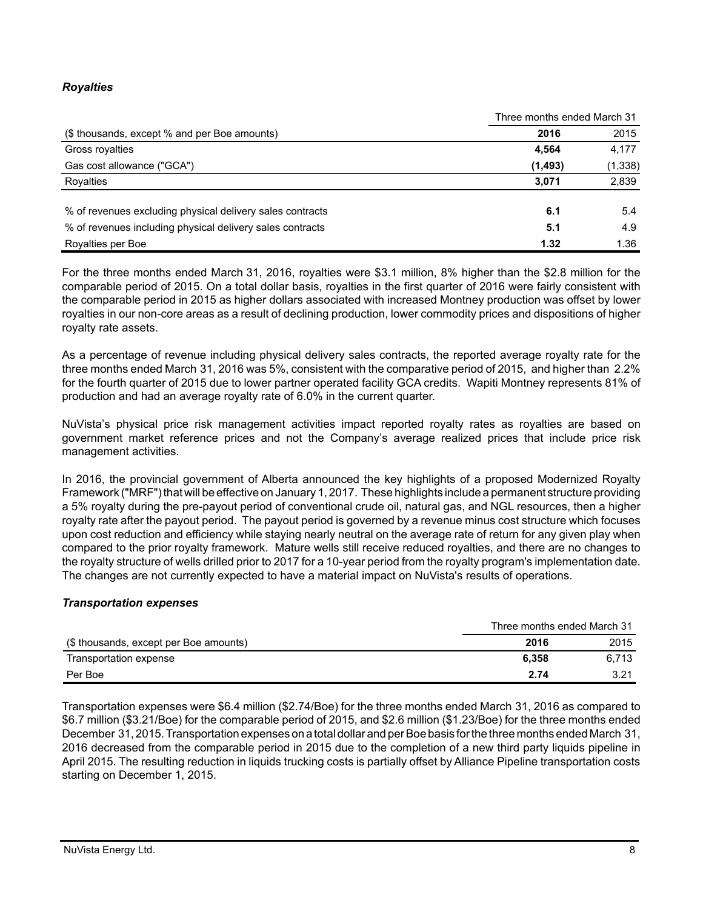### *Royalties*

| | Three months ended March 31 | |
|---|---|---|
| ($ thousands, except % and per Boe amounts) | **2016** | 2015 |
| Gross royalties | **4,564** | 4,177 |
| Gas cost allowance ("GCA") | **(1,493)** | (1,338) |
| Royalties | **3,071** | 2,839 |
| | | |
| % of revenues excluding physical delivery sales contracts | **6.1** | 5.4 |
| % of revenues including physical delivery sales contracts | **5.1** | 4.9 |
| Royalties per Boe | **1.32** | 1.36 |

For the three months ended March 31, 2016, royalties were $3.1 million, 8% higher than the $2.8 million for the comparable period of 2015. On a total dollar basis, royalties in the first quarter of 2016 were fairly consistent with the comparable period in 2015 as higher dollars associated with increased Montney production was offset by lower royalties in our non-core areas as a result of declining production, lower commodity prices and dispositions of higher royalty rate assets.

As a percentage of revenue including physical delivery sales contracts, the reported average royalty rate for the three months ended March 31, 2016 was 5%, consistent with the comparative period of 2015, and higher than 2.2% for the fourth quarter of 2015 due to lower partner operated facility GCA credits. Wapiti Montney represents 81% of production and had an average royalty rate of 6.0% in the current quarter.

NuVista's physical price risk management activities impact reported royalty rates as royalties are based on government market reference prices and not the Company's average realized prices that include price risk management activities.

In 2016, the provincial government of Alberta announced the key highlights of a proposed Modernized Royalty Framework ("MRF") that will be effective on January 1, 2017. These highlights include a permanent structure providing a 5% royalty during the pre-payout period of conventional crude oil, natural gas, and NGL resources, then a higher royalty rate after the payout period. The payout period is governed by a revenue minus cost structure which focuses upon cost reduction and efficiency while staying nearly neutral on the average rate of return for any given play when compared to the prior royalty framework. Mature wells still receive reduced royalties, and there are no changes to the royalty structure of wells drilled prior to 2017 for a 10-year period from the royalty program's implementation date. The changes are not currently expected to have a material impact on NuVista's results of operations.

### *Transportation expenses*

| | Three months ended March 31 | |
|---|---|---|
| ($ thousands, except per Boe amounts) | **2016** | 2015 |
| Transportation expense | **6,358** | 6,713 |
| Per Boe | **2.74** | 3.21 |

Transportation expenses were $6.4 million ($2.74/Boe) for the three months ended March 31, 2016 as compared to $6.7 million ($3.21/Boe) for the comparable period of 2015, and $2.6 million ($1.23/Boe) for the three months ended December 31, 2015. Transportation expenses on a total dollar and per Boe basis for the three months ended March 31, 2016 decreased from the comparable period in 2015 due to the completion of a new third party liquids pipeline in April 2015. The resulting reduction in liquids trucking costs is partially offset by Alliance Pipeline transportation costs starting on December 1, 2015.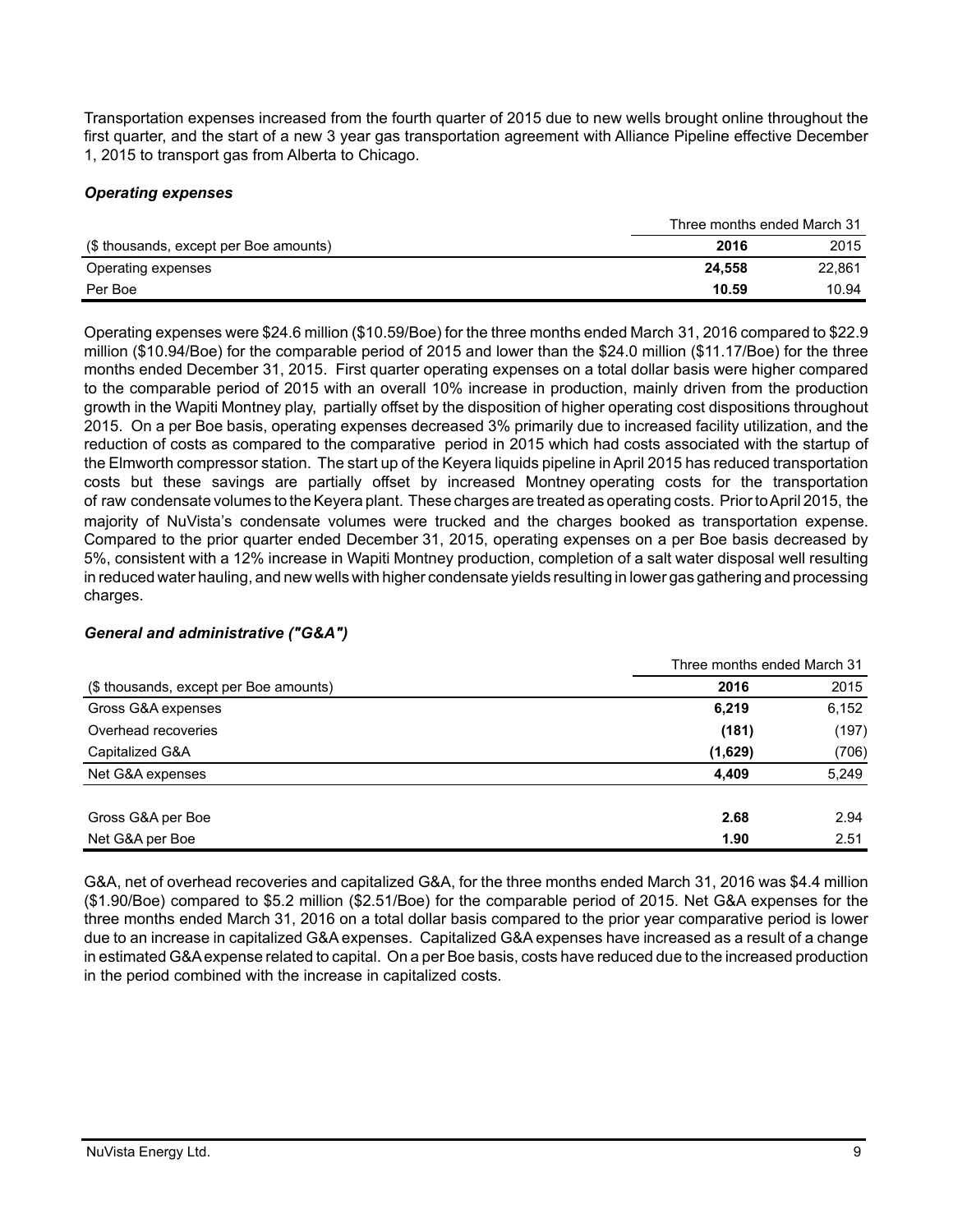Transportation expenses increased from the fourth quarter of 2015 due to new wells brought online throughout the first quarter, and the start of a new 3 year gas transportation agreement with Alliance Pipeline effective December 1, 2015 to transport gas from Alberta to Chicago.

***Operating expenses***

| | Three months ended March 31 | |
|---|---|---|
| ($ thousands, except per Boe amounts) | **2016** | 2015 |
| Operating expenses | **24,558** | 22,861 |
| Per Boe | **10.59** | 10.94 |

Operating expenses were $24.6 million ($10.59/Boe) for the three months ended March 31, 2016 compared to $22.9 million ($10.94/Boe) for the comparable period of 2015 and lower than the $24.0 million ($11.17/Boe) for the three months ended December 31, 2015. First quarter operating expenses on a total dollar basis were higher compared to the comparable period of 2015 with an overall 10% increase in production, mainly driven from the production growth in the Wapiti Montney play, partially offset by the disposition of higher operating cost dispositions throughout 2015. On a per Boe basis, operating expenses decreased 3% primarily due to increased facility utilization, and the reduction of costs as compared to the comparative period in 2015 which had costs associated with the startup of the Elmworth compressor station. The start up of the Keyera liquids pipeline in April 2015 has reduced transportation costs but these savings are partially offset by increased Montney operating costs for the transportation of raw condensate volumes to the Keyera plant. These charges are treated as operating costs. Prior to April 2015, the majority of NuVista's condensate volumes were trucked and the charges booked as transportation expense. Compared to the prior quarter ended December 31, 2015, operating expenses on a per Boe basis decreased by 5%, consistent with a 12% increase in Wapiti Montney production, completion of a salt water disposal well resulting in reduced water hauling, and new wells with higher condensate yields resulting in lower gas gathering and processing charges.

***General and administrative ("G&A")***

| | Three months ended March 31 | |
|---|---|---|
| ($ thousands, except per Boe amounts) | **2016** | 2015 |
| Gross G&A expenses | **6,219** | 6,152 |
| Overhead recoveries | **(181)** | (197) |
| Capitalized G&A | **(1,629)** | (706) |
| Net G&A expenses | **4,409** | 5,249 |
| | | |
| Gross G&A per Boe | **2.68** | 2.94 |
| Net G&A per Boe | **1.90** | 2.51 |

G&A, net of overhead recoveries and capitalized G&A, for the three months ended March 31, 2016 was $4.4 million ($1.90/Boe) compared to $5.2 million ($2.51/Boe) for the comparable period of 2015. Net G&A expenses for the three months ended March 31, 2016 on a total dollar basis compared to the prior year comparative period is lower due to an increase in capitalized G&A expenses. Capitalized G&A expenses have increased as a result of a change in estimated G&A expense related to capital. On a per Boe basis, costs have reduced due to the increased production in the period combined with the increase in capitalized costs.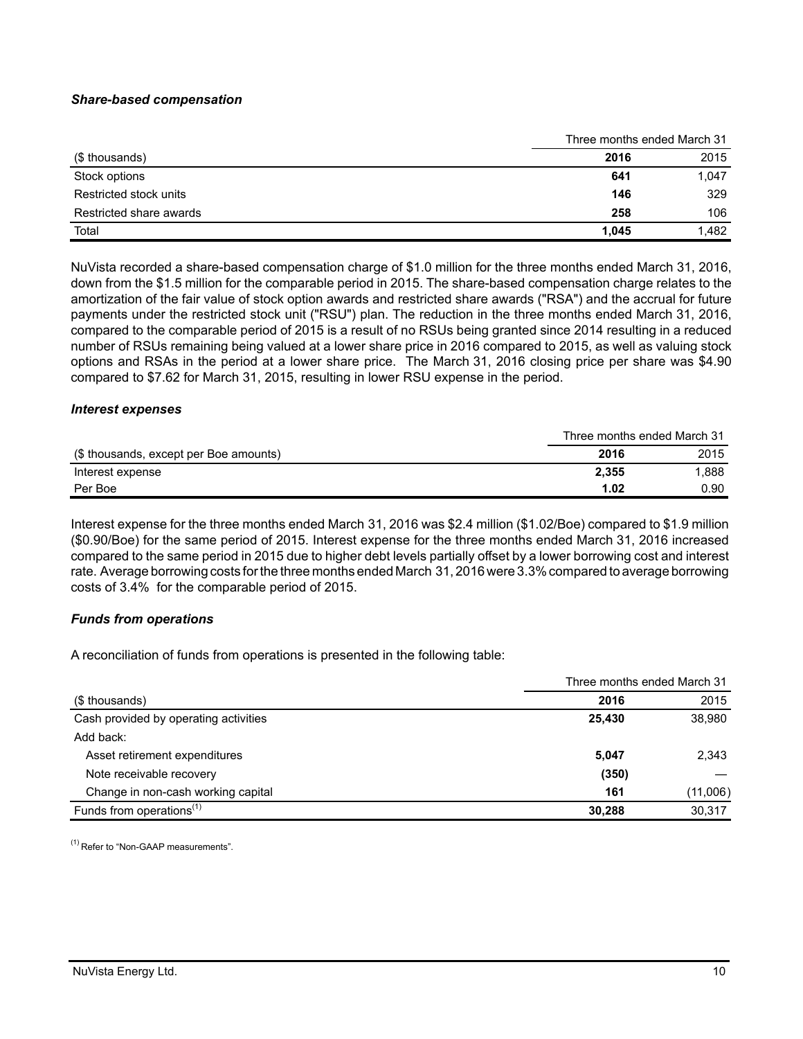### *Share-based compensation*

| | Three months ended March 31 | |
|---|---|---|
| ($ thousands) | **2016** | 2015 |
| Stock options | **641** | 1,047 |
| Restricted stock units | **146** | 329 |
| Restricted share awards | **258** | 106 |
| Total | **1,045** | 1,482 |

NuVista recorded a share-based compensation charge of $1.0 million for the three months ended March 31, 2016, down from the $1.5 million for the comparable period in 2015. The share-based compensation charge relates to the amortization of the fair value of stock option awards and restricted share awards ("RSA") and the accrual for future payments under the restricted stock unit ("RSU") plan. The reduction in the three months ended March 31, 2016, compared to the comparable period of 2015 is a result of no RSUs being granted since 2014 resulting in a reduced number of RSUs remaining being valued at a lower share price in 2016 compared to 2015, as well as valuing stock options and RSAs in the period at a lower share price. The March 31, 2016 closing price per share was $4.90 compared to $7.62 for March 31, 2015, resulting in lower RSU expense in the period.

### *Interest expenses*

| | Three months ended March 31 | |
|---|---|---|
| ($ thousands, except per Boe amounts) | **2016** | 2015 |
| Interest expense | **2,355** | 1,888 |
| Per Boe | **1.02** | 0.90 |

Interest expense for the three months ended March 31, 2016 was $2.4 million ($1.02/Boe) compared to $1.9 million ($0.90/Boe) for the same period of 2015. Interest expense for the three months ended March 31, 2016 increased compared to the same period in 2015 due to higher debt levels partially offset by a lower borrowing cost and interest rate. Average borrowing costs for the three months ended March 31, 2016 were 3.3% compared to average borrowing costs of 3.4% for the comparable period of 2015.

### *Funds from operations*

A reconciliation of funds from operations is presented in the following table:

| | Three months ended March 31 | |
|---|---|---|
| ($ thousands) | **2016** | 2015 |
| Cash provided by operating activities | **25,430** | 38,980 |
| Add back: | | |
| Asset retirement expenditures | **5,047** | 2,343 |
| Note receivable recovery | **(350)** | — |
| Change in non-cash working capital | **161** | (11,006) |
| Funds from operations[1] | **30,288** | 30,317 |

[1] Refer to "Non-GAAP measurements".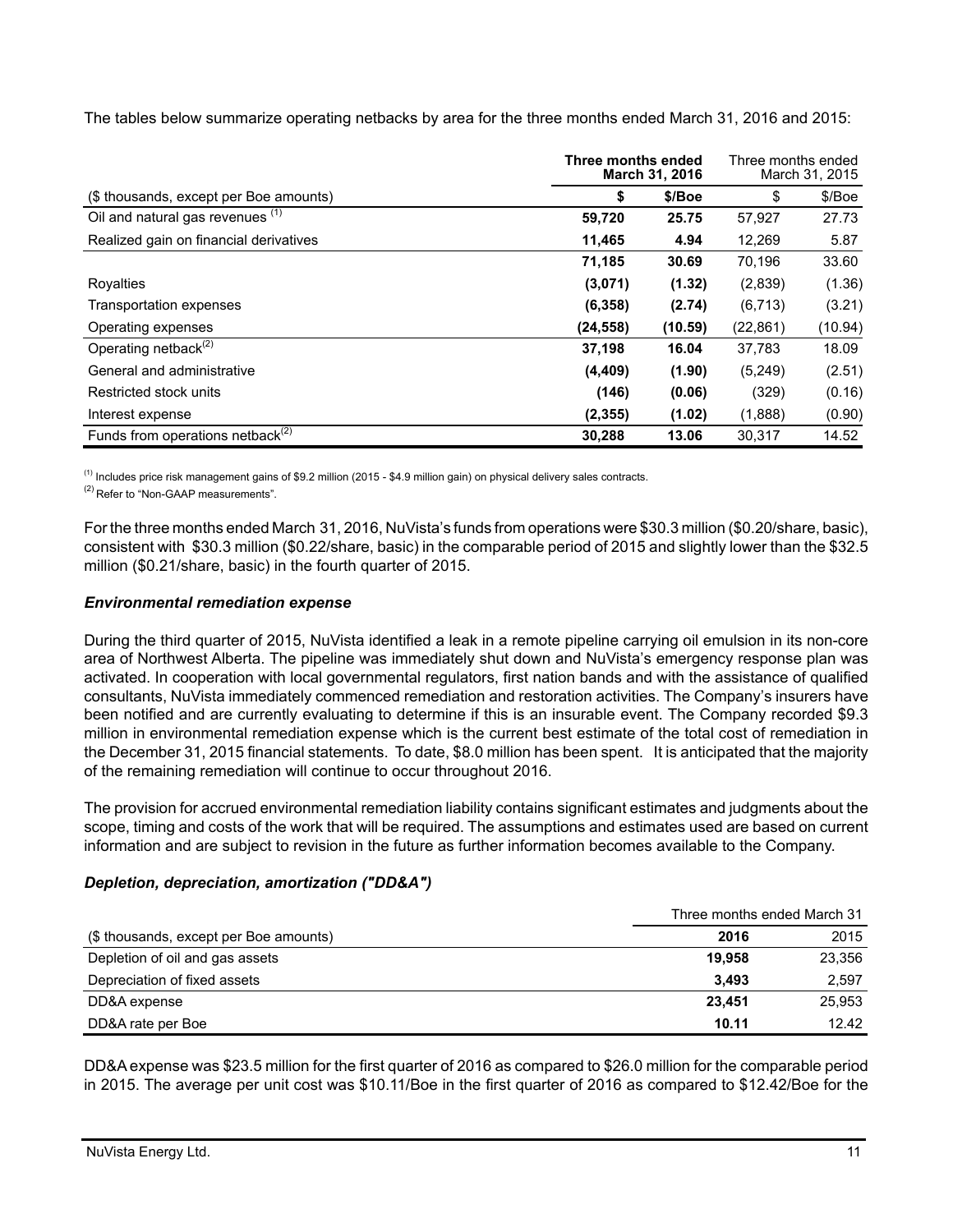The tables below summarize operating netbacks by area for the three months ended March 31, 2016 and 2015:

| | **Three months ended March 31, 2016** | | Three months ended March 31, 2015 | |
|---|---|---|---|---|
| ($ thousands, except per Boe amounts) | **$** | **$/Boe** | $ | $/Boe |
| Oil and natural gas revenues [(1)] | **59,720** | **25.75** | 57,927 | 27.73 |
| Realized gain on financial derivatives | **11,465** | **4.94** | 12,269 | 5.87 |
| | **71,185** | **30.69** | 70,196 | 33.60 |
| Royalties | **(3,071)** | **(1.32)** | (2,839) | (1.36) |
| Transportation expenses | **(6,358)** | **(2.74)** | (6,713) | (3.21) |
| Operating expenses | **(24,558)** | **(10.59)** | (22,861) | (10.94) |
| Operating netback[(2)] | **37,198** | **16.04** | 37,783 | 18.09 |
| General and administrative | **(4,409)** | **(1.90)** | (5,249) | (2.51) |
| Restricted stock units | **(146)** | **(0.06)** | (329) | (0.16) |
| Interest expense | **(2,355)** | **(1.02)** | (1,888) | (0.90) |
| Funds from operations netback[(2)] | **30,288** | **13.06** | 30,317 | 14.52 |

[(1)] Includes price risk management gains of $9.2 million (2015 - $4.9 million gain) on physical delivery sales contracts.

[(2)] Refer to "Non-GAAP measurements".

For the three months ended March 31, 2016, NuVista's funds from operations were $30.3 million ($0.20/share, basic), consistent with $30.3 million ($0.22/share, basic) in the comparable period of 2015 and slightly lower than the $32.5 million ($0.21/share, basic) in the fourth quarter of 2015.

### *Environmental remediation expense*

During the third quarter of 2015, NuVista identified a leak in a remote pipeline carrying oil emulsion in its non-core area of Northwest Alberta. The pipeline was immediately shut down and NuVista's emergency response plan was activated. In cooperation with local governmental regulators, first nation bands and with the assistance of qualified consultants, NuVista immediately commenced remediation and restoration activities. The Company's insurers have been notified and are currently evaluating to determine if this is an insurable event. The Company recorded $9.3 million in environmental remediation expense which is the current best estimate of the total cost of remediation in the December 31, 2015 financial statements. To date, $8.0 million has been spent. It is anticipated that the majority of the remaining remediation will continue to occur throughout 2016.

The provision for accrued environmental remediation liability contains significant estimates and judgments about the scope, timing and costs of the work that will be required. The assumptions and estimates used are based on current information and are subject to revision in the future as further information becomes available to the Company.

### *Depletion, depreciation, amortization ("DD&A")*

| | Three months ended March 31 | |
|---|---|---|
| ($ thousands, except per Boe amounts) | **2016** | 2015 |
| Depletion of oil and gas assets | **19,958** | 23,356 |
| Depreciation of fixed assets | **3,493** | 2,597 |
| DD&A expense | **23,451** | 25,953 |
| DD&A rate per Boe | **10.11** | 12.42 |

DD&A expense was $23.5 million for the first quarter of 2016 as compared to $26.0 million for the comparable period in 2015. The average per unit cost was $10.11/Boe in the first quarter of 2016 as compared to $12.42/Boe for the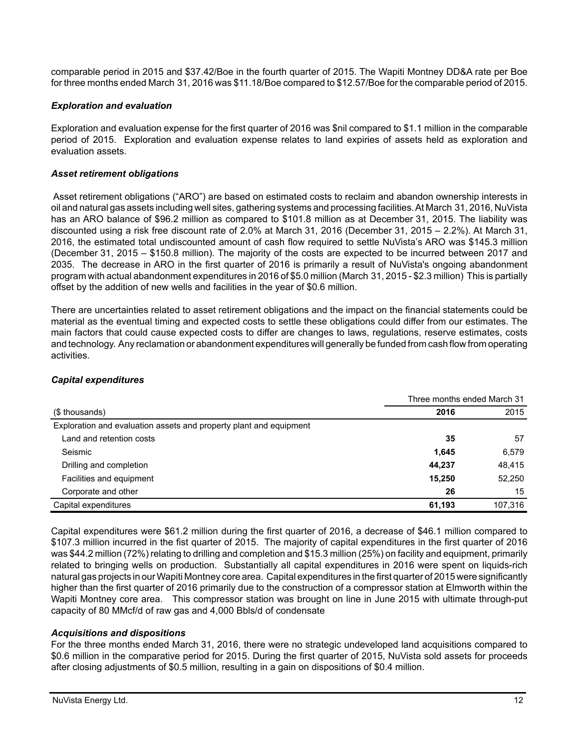comparable period in 2015 and $37.42/Boe in the fourth quarter of 2015. The Wapiti Montney DD&A rate per Boe for three months ended March 31, 2016 was $11.18/Boe compared to $12.57/Boe for the comparable period of 2015.

### *Exploration and evaluation*

Exploration and evaluation expense for the first quarter of 2016 was $nil compared to $1.1 million in the comparable period of 2015. Exploration and evaluation expense relates to land expiries of assets held as exploration and evaluation assets.

### *Asset retirement obligations*

Asset retirement obligations ("ARO") are based on estimated costs to reclaim and abandon ownership interests in oil and natural gas assets including well sites, gathering systems and processing facilities. At March 31, 2016, NuVista has an ARO balance of $96.2 million as compared to $101.8 million as at December 31, 2015. The liability was discounted using a risk free discount rate of 2.0% at March 31, 2016 (December 31, 2015 – 2.2%). At March 31, 2016, the estimated total undiscounted amount of cash flow required to settle NuVista's ARO was $145.3 million (December 31, 2015 – $150.8 million). The majority of the costs are expected to be incurred between 2017 and 2035. The decrease in ARO in the first quarter of 2016 is primarily a result of NuVista's ongoing abandonment program with actual abandonment expenditures in 2016 of $5.0 million (March 31, 2015 - $2.3 million) This is partially offset by the addition of new wells and facilities in the year of $0.6 million.

There are uncertainties related to asset retirement obligations and the impact on the financial statements could be material as the eventual timing and expected costs to settle these obligations could differ from our estimates. The main factors that could cause expected costs to differ are changes to laws, regulations, reserve estimates, costs and technology. Any reclamation or abandonment expenditures will generally be funded from cash flow from operating activities.

### *Capital expenditures*

| | Three months ended March 31 | |
|---|---|---|
| ($ thousands) | **2016** | 2015 |
| Exploration and evaluation assets and property plant and equipment | | |
| Land and retention costs | **35** | 57 |
| Seismic | **1,645** | 6,579 |
| Drilling and completion | **44,237** | 48,415 |
| Facilities and equipment | **15,250** | 52,250 |
| Corporate and other | **26** | 15 |
| Capital expenditures | **61,193** | 107,316 |

Capital expenditures were $61.2 million during the first quarter of 2016, a decrease of $46.1 million compared to $107.3 million incurred in the fist quarter of 2015. The majority of capital expenditures in the first quarter of 2016 was $44.2 million (72%) relating to drilling and completion and $15.3 million (25%) on facility and equipment, primarily related to bringing wells on production. Substantially all capital expenditures in 2016 were spent on liquids-rich natural gas projects in our Wapiti Montney core area. Capital expenditures in the first quarter of 2015 were significantly higher than the first quarter of 2016 primarily due to the construction of a compressor station at Elmworth within the Wapiti Montney core area. This compressor station was brought on line in June 2015 with ultimate through-put capacity of 80 MMcf/d of raw gas and 4,000 Bbls/d of condensate

### *Acquisitions and dispositions*

For the three months ended March 31, 2016, there were no strategic undeveloped land acquisitions compared to $0.6 million in the comparative period for 2015. During the first quarter of 2015, NuVista sold assets for proceeds after closing adjustments of $0.5 million, resulting in a gain on dispositions of $0.4 million.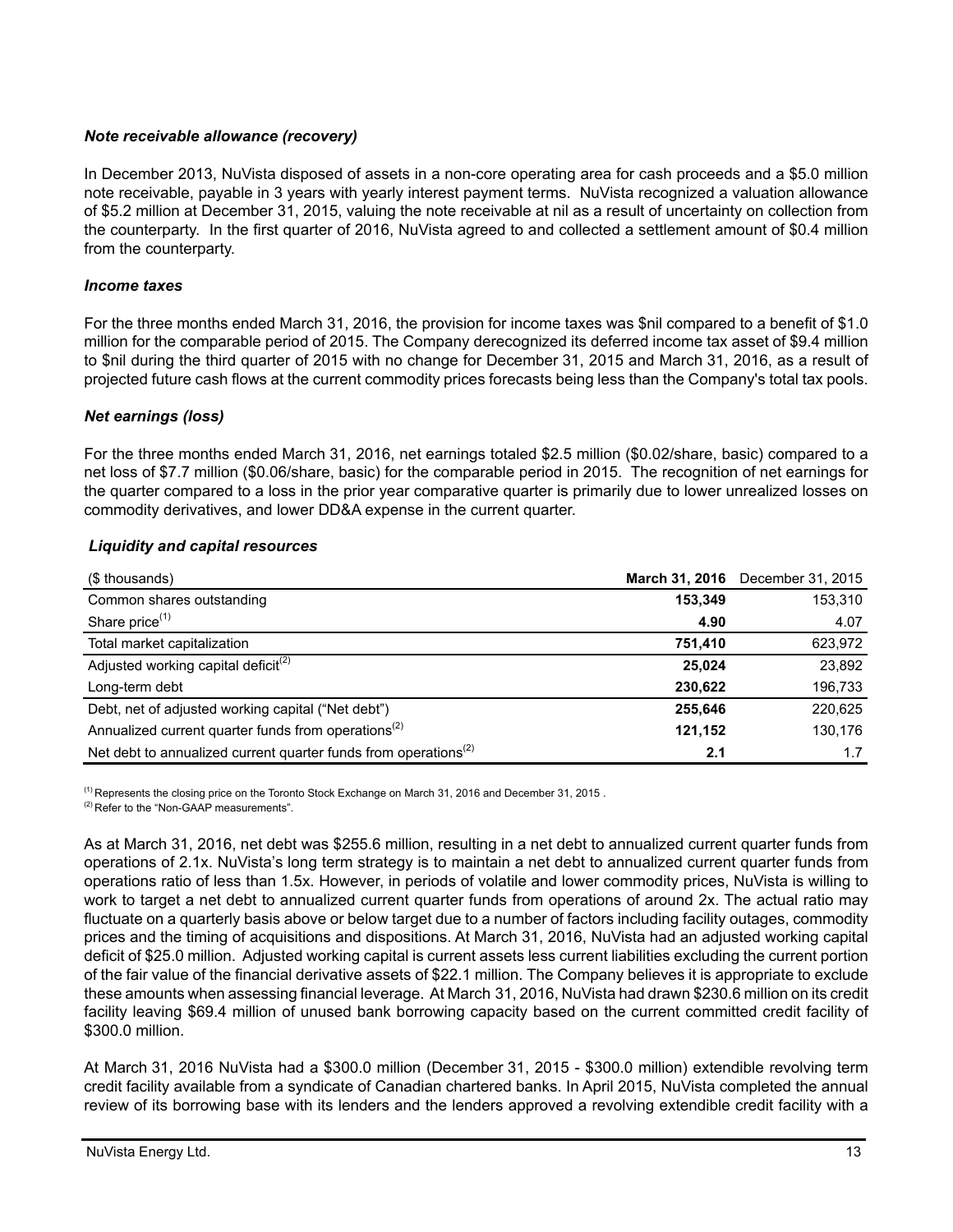### *Note receivable allowance (recovery)*

In December 2013, NuVista disposed of assets in a non-core operating area for cash proceeds and a $5.0 million note receivable, payable in 3 years with yearly interest payment terms. NuVista recognized a valuation allowance of $5.2 million at December 31, 2015, valuing the note receivable at nil as a result of uncertainty on collection from the counterparty. In the first quarter of 2016, NuVista agreed to and collected a settlement amount of $0.4 million from the counterparty.

### *Income taxes*

For the three months ended March 31, 2016, the provision for income taxes was $nil compared to a benefit of $1.0 million for the comparable period of 2015. The Company derecognized its deferred income tax asset of $9.4 million to $nil during the third quarter of 2015 with no change for December 31, 2015 and March 31, 2016, as a result of projected future cash flows at the current commodity prices forecasts being less than the Company's total tax pools.

### *Net earnings (loss)*

For the three months ended March 31, 2016, net earnings totaled $2.5 million ($0.02/share, basic) compared to a net loss of $7.7 million ($0.06/share, basic) for the comparable period in 2015. The recognition of net earnings for the quarter compared to a loss in the prior year comparative quarter is primarily due to lower unrealized losses on commodity derivatives, and lower DD&A expense in the current quarter.

### *Liquidity and capital resources*

| ($ thousands) | **March 31, 2016** | December 31, 2015 |
|---|---|---|
| Common shares outstanding | **153,349** | 153,310 |
| Share price[(1)] | **4.90** | 4.07 |
| Total market capitalization | **751,410** | 623,972 |
| Adjusted working capital deficit[(2)] | **25,024** | 23,892 |
| Long-term debt | **230,622** | 196,733 |
| Debt, net of adjusted working capital ("Net debt") | **255,646** | 220,625 |
| Annualized current quarter funds from operations[(2)] | **121,152** | 130,176 |
| Net debt to annualized current quarter funds from operations[(2)] | **2.1** | 1.7 |

[(1)] Represents the closing price on the Toronto Stock Exchange on March 31, 2016 and December 31, 2015 .
[(2)] Refer to the "Non-GAAP measurements".

As at March 31, 2016, net debt was $255.6 million, resulting in a net debt to annualized current quarter funds from operations of 2.1x. NuVista's long term strategy is to maintain a net debt to annualized current quarter funds from operations ratio of less than 1.5x. However, in periods of volatile and lower commodity prices, NuVista is willing to work to target a net debt to annualized current quarter funds from operations of around 2x. The actual ratio may fluctuate on a quarterly basis above or below target due to a number of factors including facility outages, commodity prices and the timing of acquisitions and dispositions. At March 31, 2016, NuVista had an adjusted working capital deficit of $25.0 million. Adjusted working capital is current assets less current liabilities excluding the current portion of the fair value of the financial derivative assets of $22.1 million. The Company believes it is appropriate to exclude these amounts when assessing financial leverage. At March 31, 2016, NuVista had drawn $230.6 million on its credit facility leaving $69.4 million of unused bank borrowing capacity based on the current committed credit facility of $300.0 million.

At March 31, 2016 NuVista had a $300.0 million (December 31, 2015 - $300.0 million) extendible revolving term credit facility available from a syndicate of Canadian chartered banks. In April 2015, NuVista completed the annual review of its borrowing base with its lenders and the lenders approved a revolving extendible credit facility with a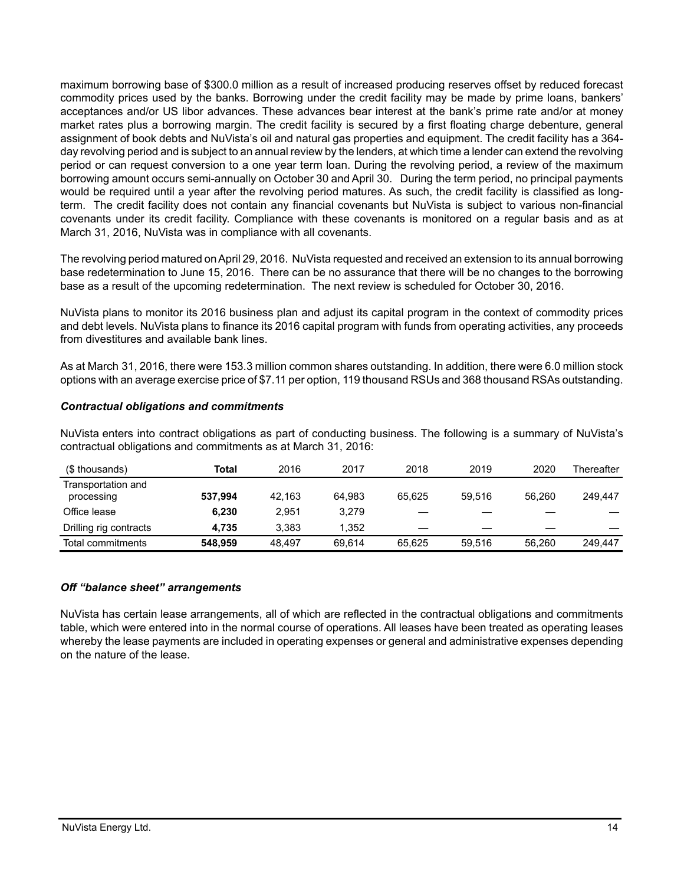maximum borrowing base of $300.0 million as a result of increased producing reserves offset by reduced forecast commodity prices used by the banks. Borrowing under the credit facility may be made by prime loans, bankers' acceptances and/or US libor advances. These advances bear interest at the bank's prime rate and/or at money market rates plus a borrowing margin. The credit facility is secured by a first floating charge debenture, general assignment of book debts and NuVista's oil and natural gas properties and equipment. The credit facility has a 364-day revolving period and is subject to an annual review by the lenders, at which time a lender can extend the revolving period or can request conversion to a one year term loan. During the revolving period, a review of the maximum borrowing amount occurs semi-annually on October 30 and April 30. During the term period, no principal payments would be required until a year after the revolving period matures. As such, the credit facility is classified as long-term. The credit facility does not contain any financial covenants but NuVista is subject to various non-financial covenants under its credit facility. Compliance with these covenants is monitored on a regular basis and as at March 31, 2016, NuVista was in compliance with all covenants.

The revolving period matured on April 29, 2016. NuVista requested and received an extension to its annual borrowing base redetermination to June 15, 2016. There can be no assurance that there will be no changes to the borrowing base as a result of the upcoming redetermination. The next review is scheduled for October 30, 2016.

NuVista plans to monitor its 2016 business plan and adjust its capital program in the context of commodity prices and debt levels. NuVista plans to finance its 2016 capital program with funds from operating activities, any proceeds from divestitures and available bank lines.

As at March 31, 2016, there were 153.3 million common shares outstanding. In addition, there were 6.0 million stock options with an average exercise price of $7.11 per option, 119 thousand RSUs and 368 thousand RSAs outstanding.

### *Contractual obligations and commitments*

NuVista enters into contract obligations as part of conducting business. The following is a summary of NuVista's contractual obligations and commitments as at March 31, 2016:

| ($ thousands) | **Total** | 2016 | 2017 | 2018 | 2019 | 2020 | Thereafter |
|---|---|---|---|---|---|---|---|
| Transportation and processing | **537,994** | 42,163 | 64,983 | 65,625 | 59,516 | 56,260 | 249,447 |
| Office lease | **6,230** | 2,951 | 3,279 | — | — | — | — |
| Drilling rig contracts | **4,735** | 3,383 | 1,352 | — | — | — | — |
| Total commitments | **548,959** | 48,497 | 69,614 | 65,625 | 59,516 | 56,260 | 249,447 |

### *Off "balance sheet" arrangements*

NuVista has certain lease arrangements, all of which are reflected in the contractual obligations and commitments table, which were entered into in the normal course of operations. All leases have been treated as operating leases whereby the lease payments are included in operating expenses or general and administrative expenses depending on the nature of the lease.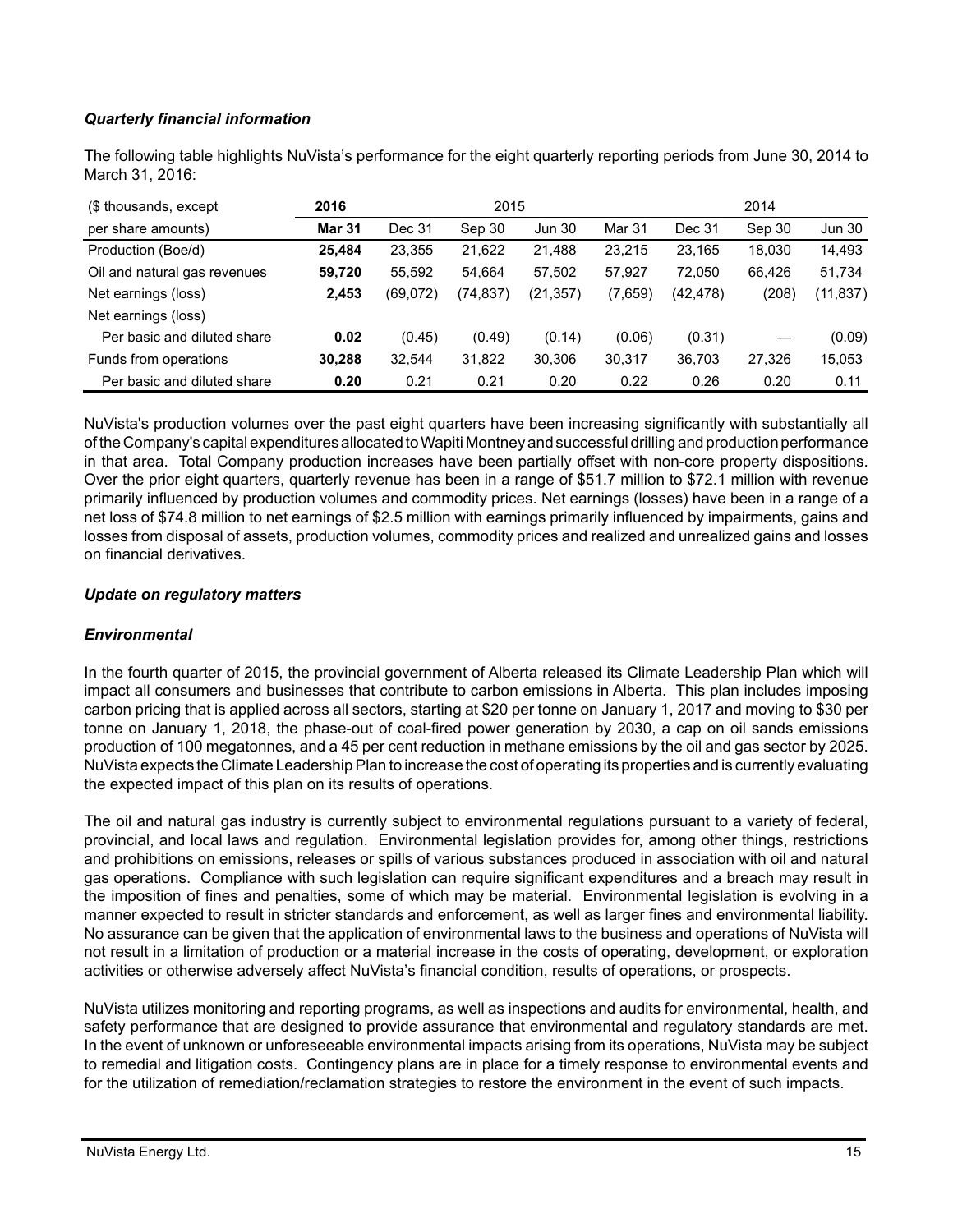### *Quarterly financial information*

The following table highlights NuVista's performance for the eight quarterly reporting periods from June 30, 2014 to March 31, 2016:

| ($ thousands, except | **2016** | 2015 | | | | 2014 | | |
|---|---|---|---|---|---|---|---|---|
| per share amounts) | **Mar 31** | Dec 31 | Sep 30 | Jun 30 | Mar 31 | Dec 31 | Sep 30 | Jun 30 |
| Production (Boe/d) | **25,484** | 23,355 | 21,622 | 21,488 | 23,215 | 23,165 | 18,030 | 14,493 |
| Oil and natural gas revenues | **59,720** | 55,592 | 54,664 | 57,502 | 57,927 | 72,050 | 66,426 | 51,734 |
| Net earnings (loss) | **2,453** | (69,072) | (74,837) | (21,357) | (7,659) | (42,478) | (208) | (11,837) |
| Net earnings (loss) | | | | | | | | |
| Per basic and diluted share | **0.02** | (0.45) | (0.49) | (0.14) | (0.06) | (0.31) | — | (0.09) |
| Funds from operations | **30,288** | 32,544 | 31,822 | 30,306 | 30,317 | 36,703 | 27,326 | 15,053 |
| Per basic and diluted share | **0.20** | 0.21 | 0.21 | 0.20 | 0.22 | 0.26 | 0.20 | 0.11 |

NuVista's production volumes over the past eight quarters have been increasing significantly with substantially all of the Company's capital expenditures allocated to Wapiti Montney and successful drilling and production performance in that area. Total Company production increases have been partially offset with non-core property dispositions. Over the prior eight quarters, quarterly revenue has been in a range of $51.7 million to $72.1 million with revenue primarily influenced by production volumes and commodity prices. Net earnings (losses) have been in a range of a net loss of $74.8 million to net earnings of $2.5 million with earnings primarily influenced by impairments, gains and losses from disposal of assets, production volumes, commodity prices and realized and unrealized gains and losses on financial derivatives.

### *Update on regulatory matters*

### *Environmental*

In the fourth quarter of 2015, the provincial government of Alberta released its Climate Leadership Plan which will impact all consumers and businesses that contribute to carbon emissions in Alberta. This plan includes imposing carbon pricing that is applied across all sectors, starting at $20 per tonne on January 1, 2017 and moving to $30 per tonne on January 1, 2018, the phase-out of coal-fired power generation by 2030, a cap on oil sands emissions production of 100 megatonnes, and a 45 per cent reduction in methane emissions by the oil and gas sector by 2025. NuVista expects the Climate Leadership Plan to increase the cost of operating its properties and is currently evaluating the expected impact of this plan on its results of operations.

The oil and natural gas industry is currently subject to environmental regulations pursuant to a variety of federal, provincial, and local laws and regulation. Environmental legislation provides for, among other things, restrictions and prohibitions on emissions, releases or spills of various substances produced in association with oil and natural gas operations. Compliance with such legislation can require significant expenditures and a breach may result in the imposition of fines and penalties, some of which may be material. Environmental legislation is evolving in a manner expected to result in stricter standards and enforcement, as well as larger fines and environmental liability. No assurance can be given that the application of environmental laws to the business and operations of NuVista will not result in a limitation of production or a material increase in the costs of operating, development, or exploration activities or otherwise adversely affect NuVista's financial condition, results of operations, or prospects.

NuVista utilizes monitoring and reporting programs, as well as inspections and audits for environmental, health, and safety performance that are designed to provide assurance that environmental and regulatory standards are met. In the event of unknown or unforeseeable environmental impacts arising from its operations, NuVista may be subject to remedial and litigation costs. Contingency plans are in place for a timely response to environmental events and for the utilization of remediation/reclamation strategies to restore the environment in the event of such impacts.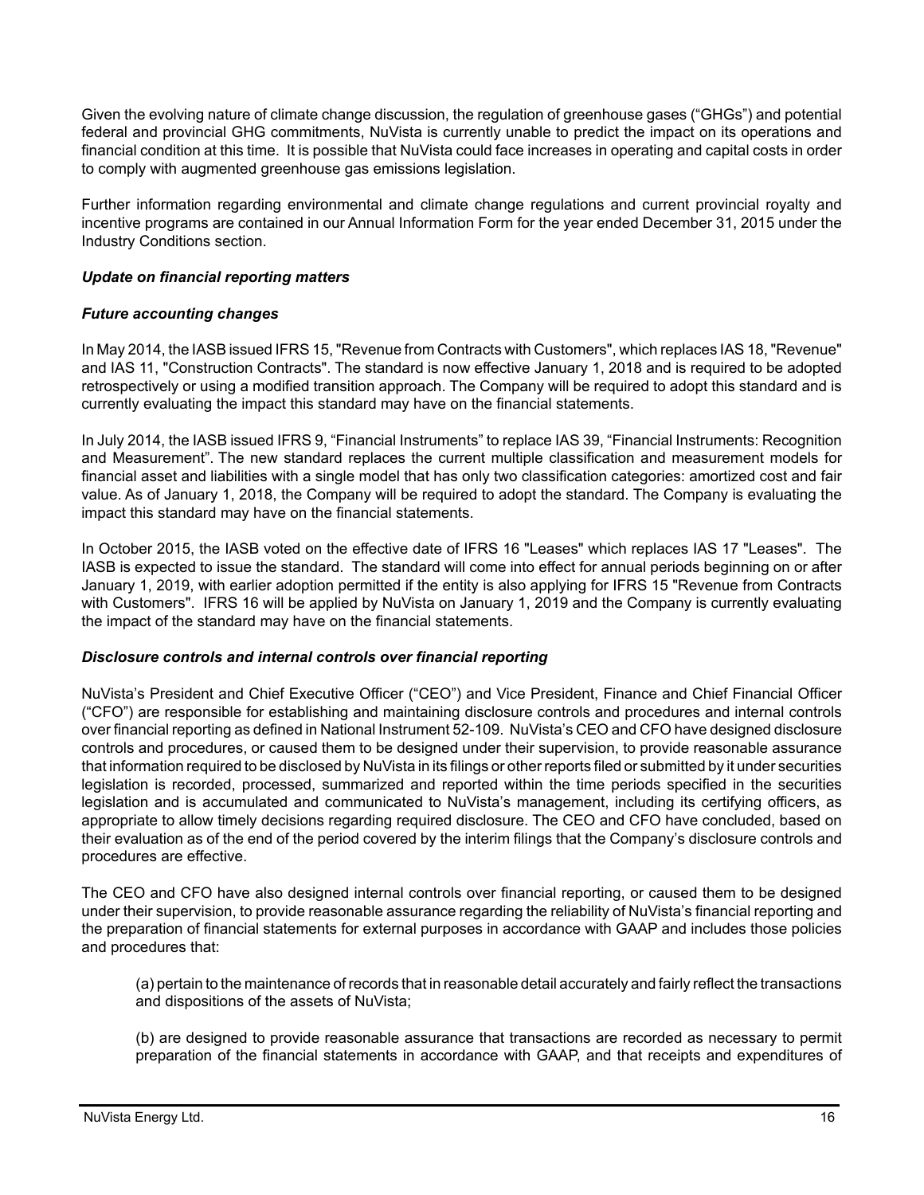Given the evolving nature of climate change discussion, the regulation of greenhouse gases ("GHGs") and potential federal and provincial GHG commitments, NuVista is currently unable to predict the impact on its operations and financial condition at this time. It is possible that NuVista could face increases in operating and capital costs in order to comply with augmented greenhouse gas emissions legislation.

Further information regarding environmental and climate change regulations and current provincial royalty and incentive programs are contained in our Annual Information Form for the year ended December 31, 2015 under the Industry Conditions section.

***Update on financial reporting matters***

***Future accounting changes***

In May 2014, the IASB issued IFRS 15, "Revenue from Contracts with Customers", which replaces IAS 18, "Revenue" and IAS 11, "Construction Contracts". The standard is now effective January 1, 2018 and is required to be adopted retrospectively or using a modified transition approach. The Company will be required to adopt this standard and is currently evaluating the impact this standard may have on the financial statements.

In July 2014, the IASB issued IFRS 9, "Financial Instruments" to replace IAS 39, "Financial Instruments: Recognition and Measurement". The new standard replaces the current multiple classification and measurement models for financial asset and liabilities with a single model that has only two classification categories: amortized cost and fair value. As of January 1, 2018, the Company will be required to adopt the standard. The Company is evaluating the impact this standard may have on the financial statements.

In October 2015, the IASB voted on the effective date of IFRS 16 "Leases" which replaces IAS 17 "Leases". The IASB is expected to issue the standard. The standard will come into effect for annual periods beginning on or after January 1, 2019, with earlier adoption permitted if the entity is also applying for IFRS 15 "Revenue from Contracts with Customers". IFRS 16 will be applied by NuVista on January 1, 2019 and the Company is currently evaluating the impact of the standard may have on the financial statements.

***Disclosure controls and internal controls over financial reporting***

NuVista's President and Chief Executive Officer ("CEO") and Vice President, Finance and Chief Financial Officer ("CFO") are responsible for establishing and maintaining disclosure controls and procedures and internal controls over financial reporting as defined in National Instrument 52-109. NuVista's CEO and CFO have designed disclosure controls and procedures, or caused them to be designed under their supervision, to provide reasonable assurance that information required to be disclosed by NuVista in its filings or other reports filed or submitted by it under securities legislation is recorded, processed, summarized and reported within the time periods specified in the securities legislation and is accumulated and communicated to NuVista's management, including its certifying officers, as appropriate to allow timely decisions regarding required disclosure. The CEO and CFO have concluded, based on their evaluation as of the end of the period covered by the interim filings that the Company's disclosure controls and procedures are effective.

The CEO and CFO have also designed internal controls over financial reporting, or caused them to be designed under their supervision, to provide reasonable assurance regarding the reliability of NuVista's financial reporting and the preparation of financial statements for external purposes in accordance with GAAP and includes those policies and procedures that:

(a) pertain to the maintenance of records that in reasonable detail accurately and fairly reflect the transactions and dispositions of the assets of NuVista;

(b) are designed to provide reasonable assurance that transactions are recorded as necessary to permit preparation of the financial statements in accordance with GAAP, and that receipts and expenditures of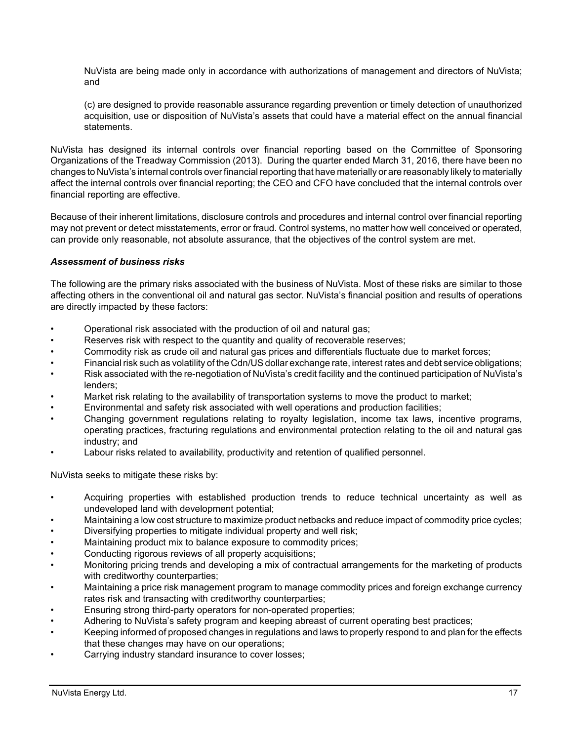NuVista are being made only in accordance with authorizations of management and directors of NuVista; and

(c) are designed to provide reasonable assurance regarding prevention or timely detection of unauthorized acquisition, use or disposition of NuVista's assets that could have a material effect on the annual financial statements.

NuVista has designed its internal controls over financial reporting based on the Committee of Sponsoring Organizations of the Treadway Commission (2013). During the quarter ended March 31, 2016, there have been no changes to NuVista's internal controls over financial reporting that have materially or are reasonably likely to materially affect the internal controls over financial reporting; the CEO and CFO have concluded that the internal controls over financial reporting are effective.

Because of their inherent limitations, disclosure controls and procedures and internal control over financial reporting may not prevent or detect misstatements, error or fraud. Control systems, no matter how well conceived or operated, can provide only reasonable, not absolute assurance, that the objectives of the control system are met.

***Assessment of business risks***

The following are the primary risks associated with the business of NuVista. Most of these risks are similar to those affecting others in the conventional oil and natural gas sector. NuVista's financial position and results of operations are directly impacted by these factors:

- Operational risk associated with the production of oil and natural gas;
- Reserves risk with respect to the quantity and quality of recoverable reserves;
- Commodity risk as crude oil and natural gas prices and differentials fluctuate due to market forces;
- Financial risk such as volatility of the Cdn/US dollar exchange rate, interest rates and debt service obligations;
- Risk associated with the re-negotiation of NuVista's credit facility and the continued participation of NuVista's lenders;
- Market risk relating to the availability of transportation systems to move the product to market;
- Environmental and safety risk associated with well operations and production facilities;
- Changing government regulations relating to royalty legislation, income tax laws, incentive programs, operating practices, fracturing regulations and environmental protection relating to the oil and natural gas industry; and
- Labour risks related to availability, productivity and retention of qualified personnel.

NuVista seeks to mitigate these risks by:

- Acquiring properties with established production trends to reduce technical uncertainty as well as undeveloped land with development potential;
- Maintaining a low cost structure to maximize product netbacks and reduce impact of commodity price cycles;
- Diversifying properties to mitigate individual property and well risk;
- Maintaining product mix to balance exposure to commodity prices;
- Conducting rigorous reviews of all property acquisitions;
- Monitoring pricing trends and developing a mix of contractual arrangements for the marketing of products with creditworthy counterparties;
- Maintaining a price risk management program to manage commodity prices and foreign exchange currency rates risk and transacting with creditworthy counterparties;
- Ensuring strong third-party operators for non-operated properties;
- Adhering to NuVista's safety program and keeping abreast of current operating best practices;
- Keeping informed of proposed changes in regulations and laws to properly respond to and plan for the effects that these changes may have on our operations;
- Carrying industry standard insurance to cover losses;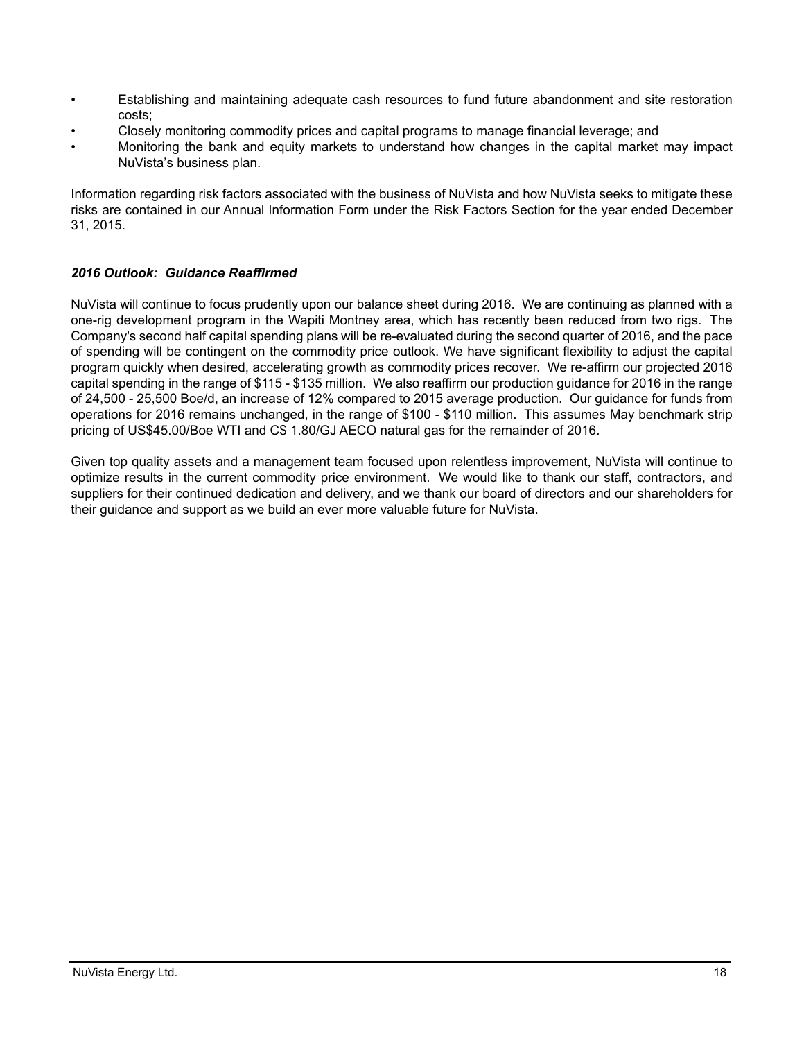- Establishing and maintaining adequate cash resources to fund future abandonment and site restoration costs;
- Closely monitoring commodity prices and capital programs to manage financial leverage; and
- Monitoring the bank and equity markets to understand how changes in the capital market may impact NuVista's business plan.

Information regarding risk factors associated with the business of NuVista and how NuVista seeks to mitigate these risks are contained in our Annual Information Form under the Risk Factors Section for the year ended December 31, 2015.

***2016 Outlook: Guidance Reaffirmed***

NuVista will continue to focus prudently upon our balance sheet during 2016. We are continuing as planned with a one-rig development program in the Wapiti Montney area, which has recently been reduced from two rigs. The Company's second half capital spending plans will be re-evaluated during the second quarter of 2016, and the pace of spending will be contingent on the commodity price outlook. We have significant flexibility to adjust the capital program quickly when desired, accelerating growth as commodity prices recover. We re-affirm our projected 2016 capital spending in the range of $115 - $135 million. We also reaffirm our production guidance for 2016 in the range of 24,500 - 25,500 Boe/d, an increase of 12% compared to 2015 average production. Our guidance for funds from operations for 2016 remains unchanged, in the range of $100 - $110 million. This assumes May benchmark strip pricing of US$45.00/Boe WTI and C$ 1.80/GJ AECO natural gas for the remainder of 2016.

Given top quality assets and a management team focused upon relentless improvement, NuVista will continue to optimize results in the current commodity price environment. We would like to thank our staff, contractors, and suppliers for their continued dedication and delivery, and we thank our board of directors and our shareholders for their guidance and support as we build an ever more valuable future for NuVista.